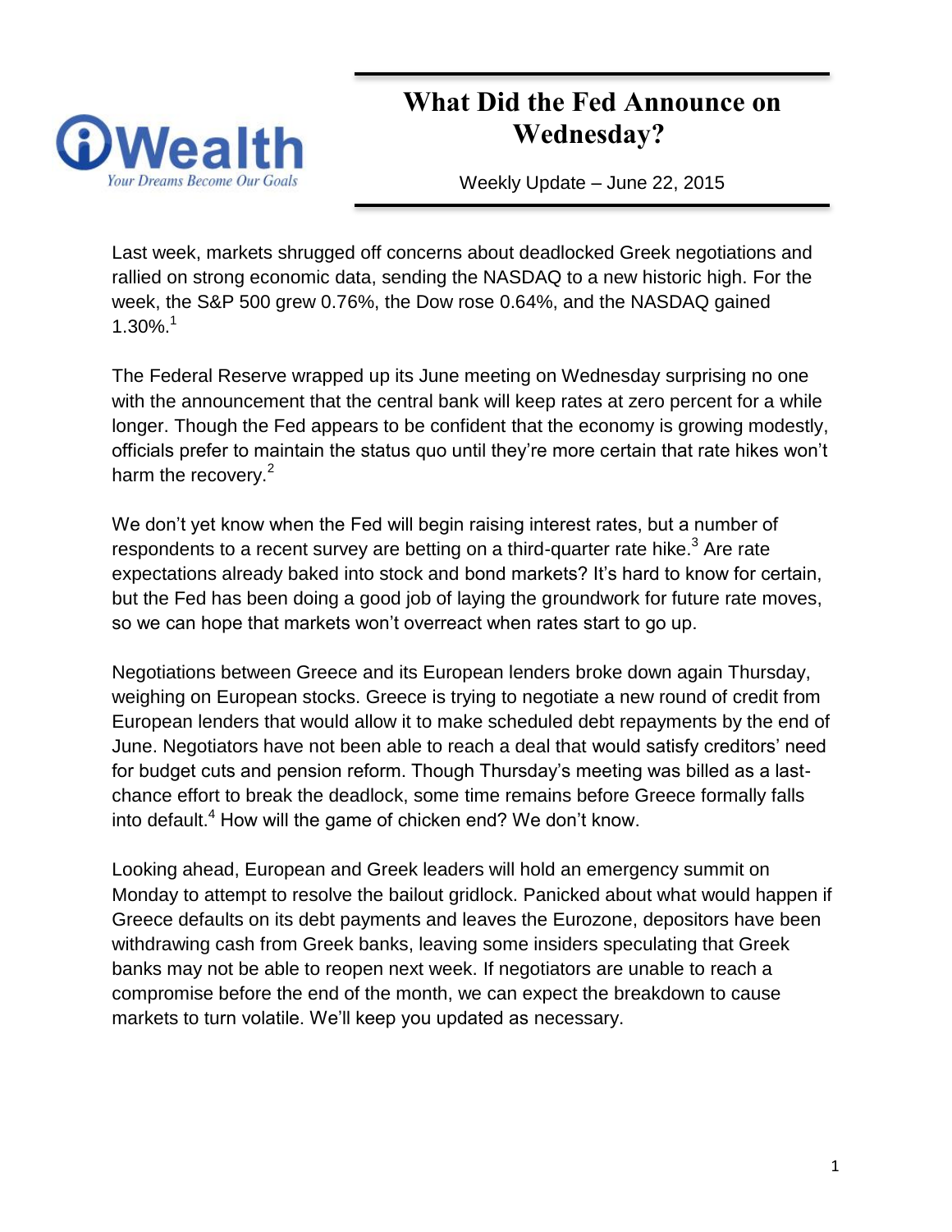iWealth

*Your Dreams Become Our Goals*

# What Did the Fed Announce on Wednesday?

Weekly Update – June 22, 2015

Last week, markets shrugged off concerns about deadlocked Greek negotiations and rallied on strong economic data, sending the NASDAQ to a new historic high. For the week, the S&P 500 grew 0.76%, the Dow rose 0.64%, and the NASDAQ gained 1.30%.[1]

The Federal Reserve wrapped up its June meeting on Wednesday surprising no one with the announcement that the central bank will keep rates at zero percent for a while longer. Though the Fed appears to be confident that the economy is growing modestly, officials prefer to maintain the status quo until they're more certain that rate hikes won't harm the recovery.[2]

We don't yet know when the Fed will begin raising interest rates, but a number of respondents to a recent survey are betting on a third-quarter rate hike.[3] Are rate expectations already baked into stock and bond markets? It's hard to know for certain, but the Fed has been doing a good job of laying the groundwork for future rate moves, so we can hope that markets won't overreact when rates start to go up.

Negotiations between Greece and its European lenders broke down again Thursday, weighing on European stocks. Greece is trying to negotiate a new round of credit from European lenders that would allow it to make scheduled debt repayments by the end of June. Negotiators have not been able to reach a deal that would satisfy creditors' need for budget cuts and pension reform. Though Thursday's meeting was billed as a last-chance effort to break the deadlock, some time remains before Greece formally falls into default.[4] How will the game of chicken end? We don't know.

Looking ahead, European and Greek leaders will hold an emergency summit on Monday to attempt to resolve the bailout gridlock. Panicked about what would happen if Greece defaults on its debt payments and leaves the Eurozone, depositors have been withdrawing cash from Greek banks, leaving some insiders speculating that Greek banks may not be able to reopen next week. If negotiators are unable to reach a compromise before the end of the month, we can expect the breakdown to cause markets to turn volatile. We'll keep you updated as necessary.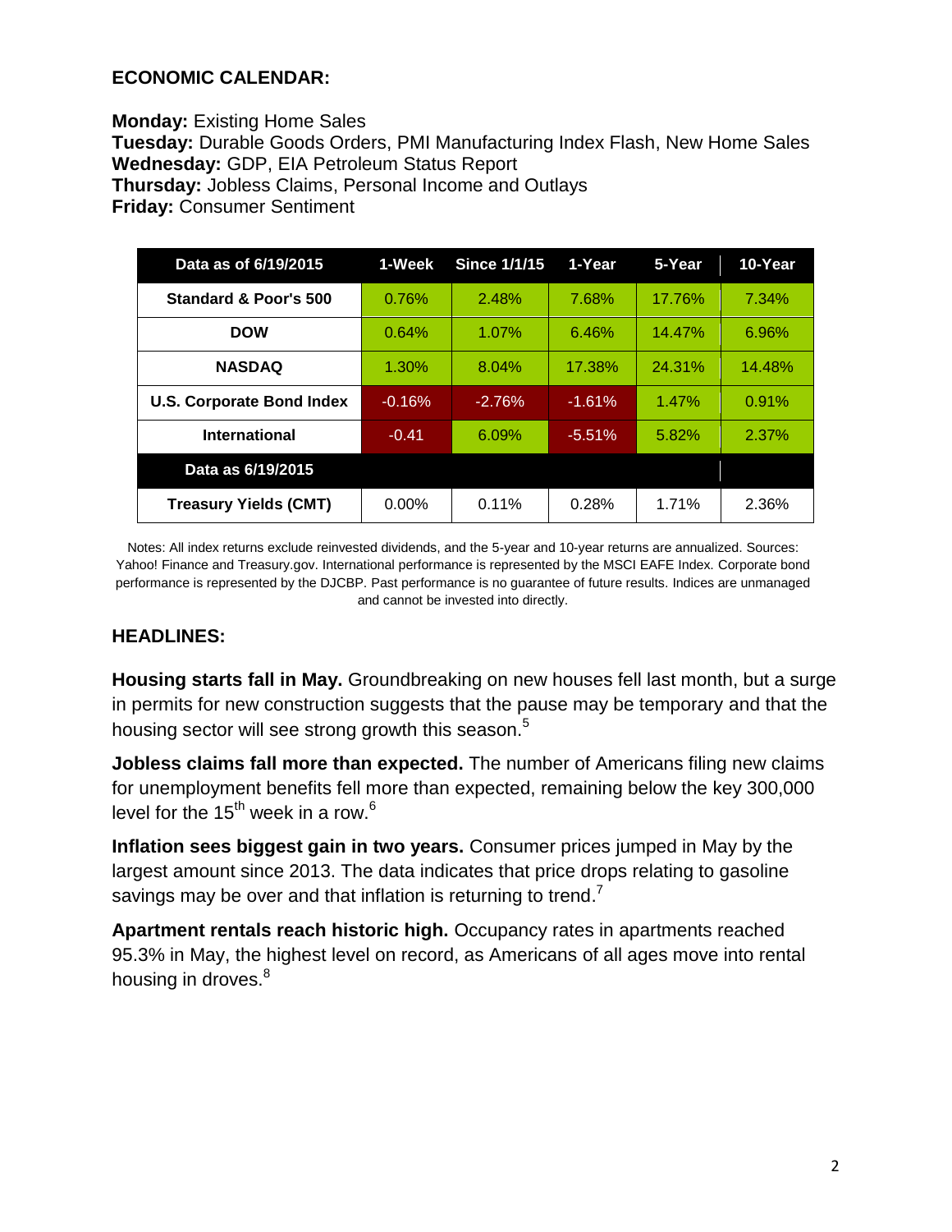## ECONOMIC CALENDAR:

**Monday:** Existing Home Sales
**Tuesday:** Durable Goods Orders, PMI Manufacturing Index Flash, New Home Sales
**Wednesday:** GDP, EIA Petroleum Status Report
**Thursday:** Jobless Claims, Personal Income and Outlays
**Friday:** Consumer Sentiment

| Data as of 6/19/2015 | 1-Week | Since 1/1/15 | 1-Year | 5-Year | 10-Year |
|---|---|---|---|---|---|
| Standard & Poor's 500 | 0.76% | 2.48% | 7.68% | 17.76% | 7.34% |
| DOW | 0.64% | 1.07% | 6.46% | 14.47% | 6.96% |
| NASDAQ | 1.30% | 8.04% | 17.38% | 24.31% | 14.48% |
| U.S. Corporate Bond Index | -0.16% | -2.76% | -1.61% | 1.47% | 0.91% |
| International | -0.41 | 6.09% | -5.51% | 5.82% | 2.37% |
| **Data as 6/19/2015** | | | | | |
| Treasury Yields (CMT) | 0.00% | 0.11% | 0.28% | 1.71% | 2.36% |

Notes: All index returns exclude reinvested dividends, and the 5-year and 10-year returns are annualized. Sources: Yahoo! Finance and Treasury.gov. International performance is represented by the MSCI EAFE Index. Corporate bond performance is represented by the DJCBP. Past performance is no guarantee of future results. Indices are unmanaged and cannot be invested into directly.

## HEADLINES:

**Housing starts fall in May.** Groundbreaking on new houses fell last month, but a surge in permits for new construction suggests that the pause may be temporary and that the housing sector will see strong growth this season.[5]

**Jobless claims fall more than expected.** The number of Americans filing new claims for unemployment benefits fell more than expected, remaining below the key 300,000 level for the 15th week in a row.[6]

**Inflation sees biggest gain in two years.** Consumer prices jumped in May by the largest amount since 2013. The data indicates that price drops relating to gasoline savings may be over and that inflation is returning to trend.[7]

**Apartment rentals reach historic high.** Occupancy rates in apartments reached 95.3% in May, the highest level on record, as Americans of all ages move into rental housing in droves.[8]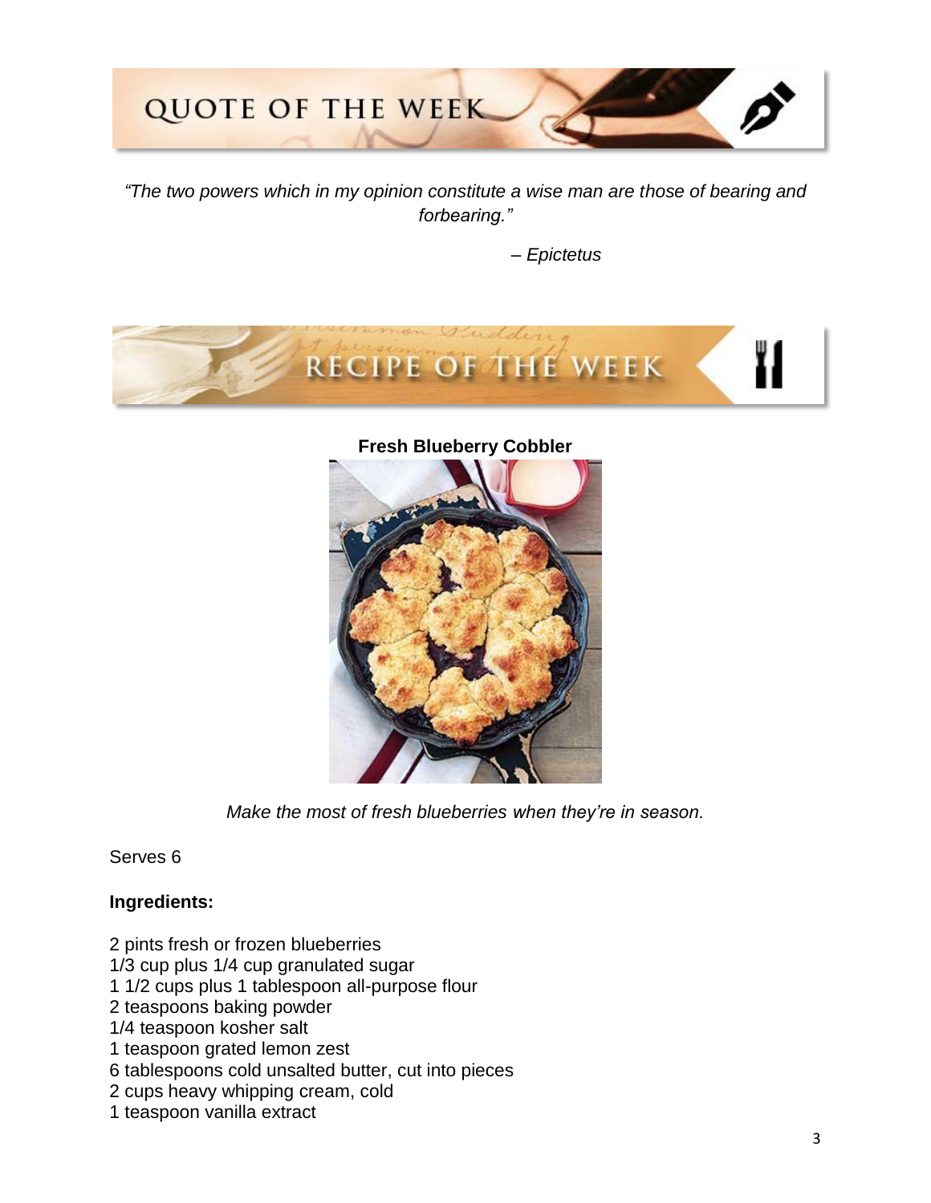# QUOTE OF THE WEEK

*"The two powers which in my opinion constitute a wise man are those of bearing and forbearing."*

*– Epictetus*

# RECIPE OF THE WEEK

**Fresh Blueberry Cobbler**

*Make the most of fresh blueberries when they're in season.*

Serves 6

**Ingredients:**

2 pints fresh or frozen blueberries
1/3 cup plus 1/4 cup granulated sugar
1 1/2 cups plus 1 tablespoon all-purpose flour
2 teaspoons baking powder
1/4 teaspoon kosher salt
1 teaspoon grated lemon zest
6 tablespoons cold unsalted butter, cut into pieces
2 cups heavy whipping cream, cold
1 teaspoon vanilla extract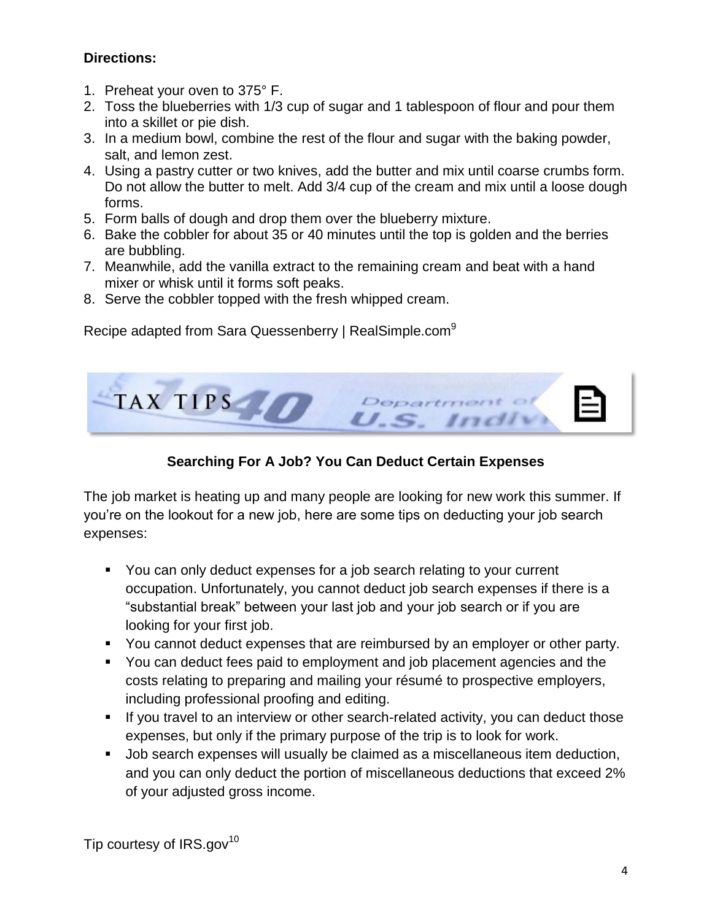**Directions:**

1. Preheat your oven to 375° F.
2. Toss the blueberries with 1/3 cup of sugar and 1 tablespoon of flour and pour them into a skillet or pie dish.
3. In a medium bowl, combine the rest of the flour and sugar with the baking powder, salt, and lemon zest.
4. Using a pastry cutter or two knives, add the butter and mix until coarse crumbs form. Do not allow the butter to melt. Add 3/4 cup of the cream and mix until a loose dough forms.
5. Form balls of dough and drop them over the blueberry mixture.
6. Bake the cobbler for about 35 or 40 minutes until the top is golden and the berries are bubbling.
7. Meanwhile, add the vanilla extract to the remaining cream and beat with a hand mixer or whisk until it forms soft peaks.
8. Serve the cobbler topped with the fresh whipped cream.

Recipe adapted from Sara Quessenberry | RealSimple.com[9]

## TAX TIPS

### Searching For A Job? You Can Deduct Certain Expenses

The job market is heating up and many people are looking for new work this summer. If you're on the lookout for a new job, here are some tips on deducting your job search expenses:

- You can only deduct expenses for a job search relating to your current occupation. Unfortunately, you cannot deduct job search expenses if there is a "substantial break" between your last job and your job search or if you are looking for your first job.
- You cannot deduct expenses that are reimbursed by an employer or other party.
- You can deduct fees paid to employment and job placement agencies and the costs relating to preparing and mailing your résumé to prospective employers, including professional proofing and editing.
- If you travel to an interview or other search-related activity, you can deduct those expenses, but only if the primary purpose of the trip is to look for work.
- Job search expenses will usually be claimed as a miscellaneous item deduction, and you can only deduct the portion of miscellaneous deductions that exceed 2% of your adjusted gross income.

Tip courtesy of IRS.gov[10]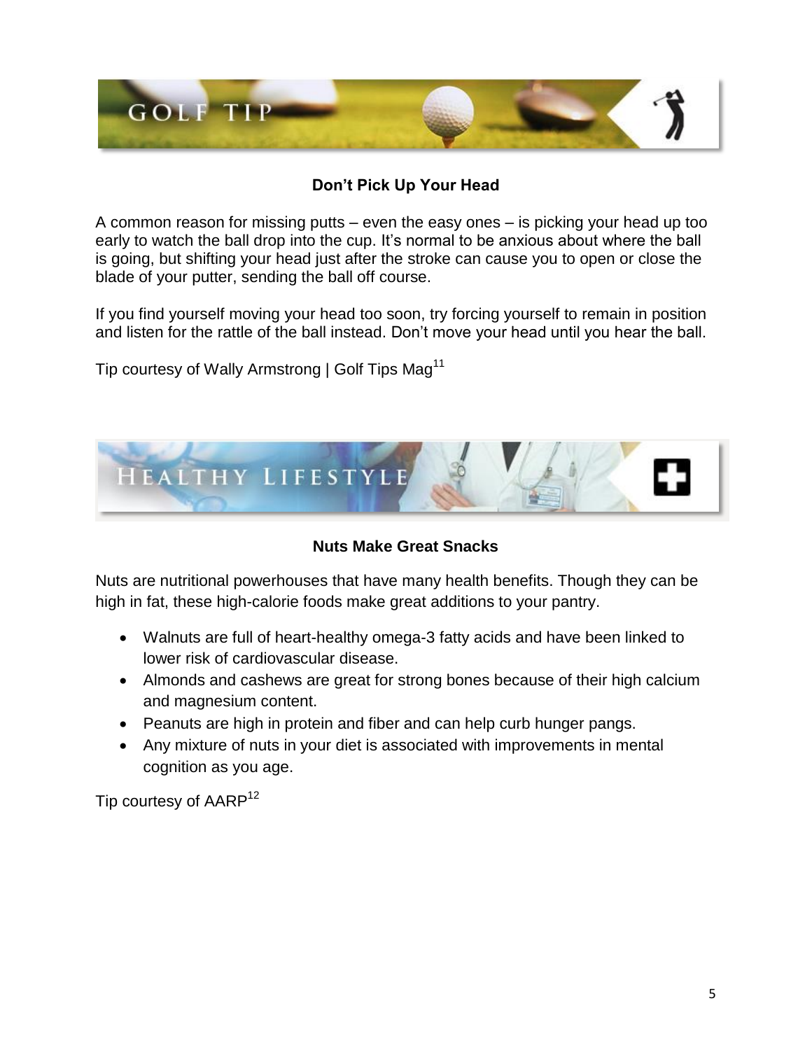## GOLF TIP

### Don't Pick Up Your Head

A common reason for missing putts – even the easy ones – is picking your head up too early to watch the ball drop into the cup. It's normal to be anxious about where the ball is going, but shifting your head just after the stroke can cause you to open or close the blade of your putter, sending the ball off course.

If you find yourself moving your head too soon, try forcing yourself to remain in position and listen for the rattle of the ball instead. Don't move your head until you hear the ball.

Tip courtesy of Wally Armstrong | Golf Tips Mag[11]

## HEALTHY LIFESTYLE

### Nuts Make Great Snacks

Nuts are nutritional powerhouses that have many health benefits. Though they can be high in fat, these high-calorie foods make great additions to your pantry.

- Walnuts are full of heart-healthy omega-3 fatty acids and have been linked to lower risk of cardiovascular disease.
- Almonds and cashews are great for strong bones because of their high calcium and magnesium content.
- Peanuts are high in protein and fiber and can help curb hunger pangs.
- Any mixture of nuts in your diet is associated with improvements in mental cognition as you age.

Tip courtesy of AARP[12]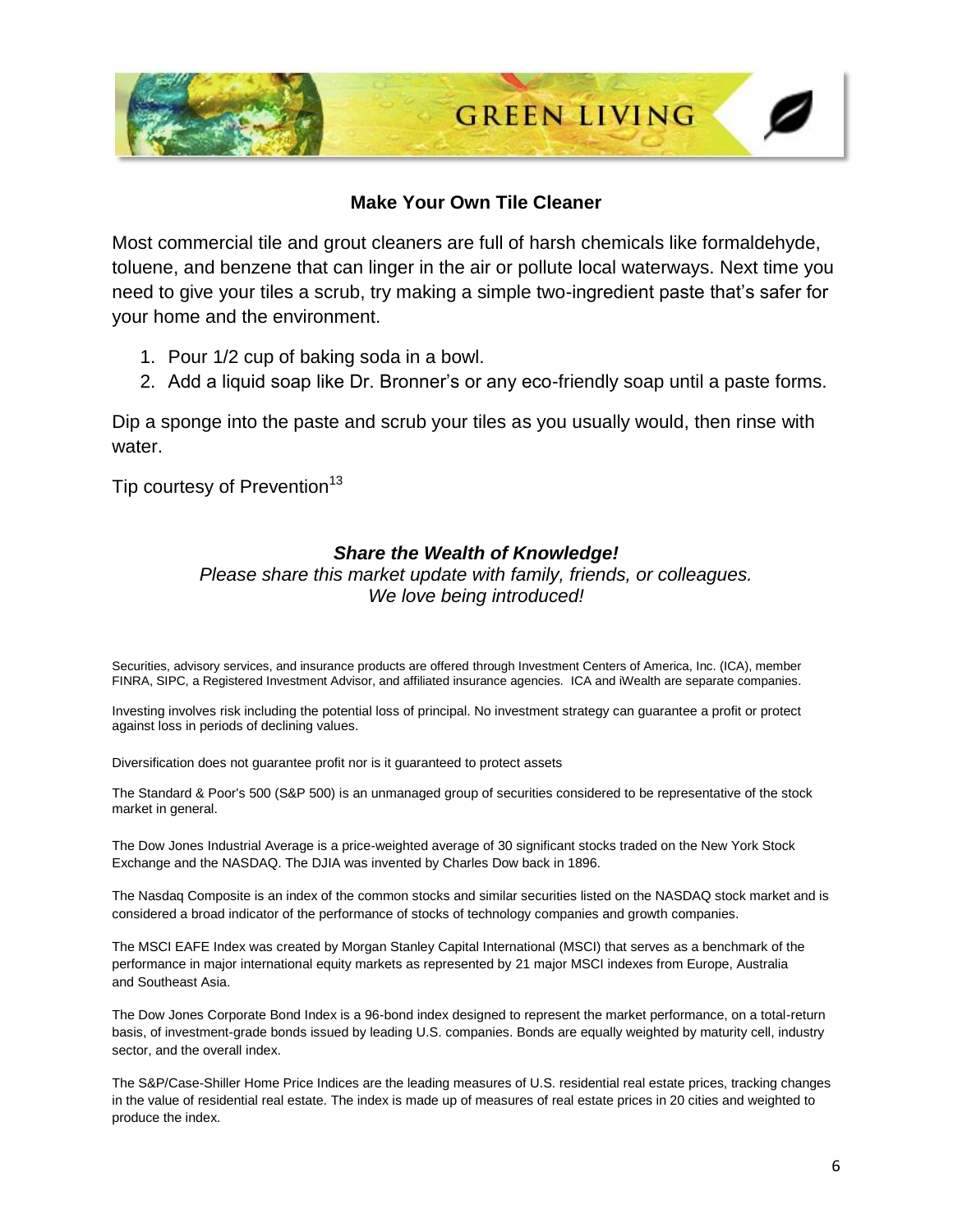# GREEN LIVING

### Make Your Own Tile Cleaner

Most commercial tile and grout cleaners are full of harsh chemicals like formaldehyde, toluene, and benzene that can linger in the air or pollute local waterways. Next time you need to give your tiles a scrub, try making a simple two-ingredient paste that's safer for your home and the environment.

1. Pour 1/2 cup of baking soda in a bowl.
2. Add a liquid soap like Dr. Bronner's or any eco-friendly soap until a paste forms.

Dip a sponge into the paste and scrub your tiles as you usually would, then rinse with water.

Tip courtesy of Prevention[13]

***Share the Wealth of Knowledge!***

*Please share this market update with family, friends, or colleagues.*
*We love being introduced!*

Securities, advisory services, and insurance products are offered through Investment Centers of America, Inc. (ICA), member FINRA, SIPC, a Registered Investment Advisor, and affiliated insurance agencies. ICA and iWealth are separate companies.

Investing involves risk including the potential loss of principal. No investment strategy can guarantee a profit or protect against loss in periods of declining values.

Diversification does not guarantee profit nor is it guaranteed to protect assets

The Standard & Poor's 500 (S&P 500) is an unmanaged group of securities considered to be representative of the stock market in general.

The Dow Jones Industrial Average is a price-weighted average of 30 significant stocks traded on the New York Stock Exchange and the NASDAQ. The DJIA was invented by Charles Dow back in 1896.

The Nasdaq Composite is an index of the common stocks and similar securities listed on the NASDAQ stock market and is considered a broad indicator of the performance of stocks of technology companies and growth companies.

The MSCI EAFE Index was created by Morgan Stanley Capital International (MSCI) that serves as a benchmark of the performance in major international equity markets as represented by 21 major MSCI indexes from Europe, Australia and Southeast Asia.

The Dow Jones Corporate Bond Index is a 96-bond index designed to represent the market performance, on a total-return basis, of investment-grade bonds issued by leading U.S. companies. Bonds are equally weighted by maturity cell, industry sector, and the overall index.

The S&P/Case-Shiller Home Price Indices are the leading measures of U.S. residential real estate prices, tracking changes in the value of residential real estate. The index is made up of measures of real estate prices in 20 cities and weighted to produce the index.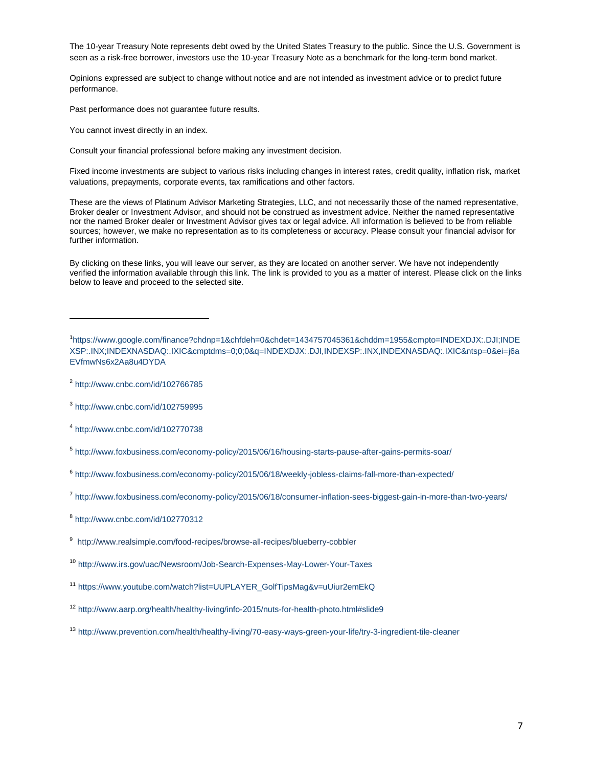The 10-year Treasury Note represents debt owed by the United States Treasury to the public. Since the U.S. Government is seen as a risk-free borrower, investors use the 10-year Treasury Note as a benchmark for the long-term bond market.

Opinions expressed are subject to change without notice and are not intended as investment advice or to predict future performance.

Past performance does not guarantee future results.

You cannot invest directly in an index.

Consult your financial professional before making any investment decision.

Fixed income investments are subject to various risks including changes in interest rates, credit quality, inflation risk, market valuations, prepayments, corporate events, tax ramifications and other factors.

These are the views of Platinum Advisor Marketing Strategies, LLC, and not necessarily those of the named representative, Broker dealer or Investment Advisor, and should not be construed as investment advice. Neither the named representative nor the named Broker dealer or Investment Advisor gives tax or legal advice. All information is believed to be from reliable sources; however, we make no representation as to its completeness or accuracy. Please consult your financial advisor for further information.

By clicking on these links, you will leave our server, as they are located on another server. We have not independently verified the information available through this link. The link is provided to you as a matter of interest. Please click on the links below to leave and proceed to the selected site.

---

[1] https://www.google.com/finance?chdnp=1&chfdeh=0&chdet=1434757045361&chddm=1955&cmpto=INDEXDJX:.DJI;INDEXSP:.INX;INDEXNASDAQ:.IXIC&cmptdms=0;0;0&q=INDEXDJX:.DJI,INDEXSP:.INX,INDEXNASDAQ:.IXIC&ntsp=0&ei=j6aEVfmwNs6x2Aa8u4DYDA

[2] http://www.cnbc.com/id/102766785

[3] http://www.cnbc.com/id/102759995

[4] http://www.cnbc.com/id/102770738

[5] http://www.foxbusiness.com/economy-policy/2015/06/16/housing-starts-pause-after-gains-permits-soar/

[6] http://www.foxbusiness.com/economy-policy/2015/06/18/weekly-jobless-claims-fall-more-than-expected/

[7] http://www.foxbusiness.com/economy-policy/2015/06/18/consumer-inflation-sees-biggest-gain-in-more-than-two-years/

[8] http://www.cnbc.com/id/102770312

[9] http://www.realsimple.com/food-recipes/browse-all-recipes/blueberry-cobbler

[10] http://www.irs.gov/uac/Newsroom/Job-Search-Expenses-May-Lower-Your-Taxes

[11] https://www.youtube.com/watch?list=UUPLAYER_GolfTipsMag&v=uUiur2emEkQ

[12] http://www.aarp.org/health/healthy-living/info-2015/nuts-for-health-photo.html#slide9

[13] http://www.prevention.com/health/healthy-living/70-easy-ways-green-your-life/try-3-ingredient-tile-cleaner